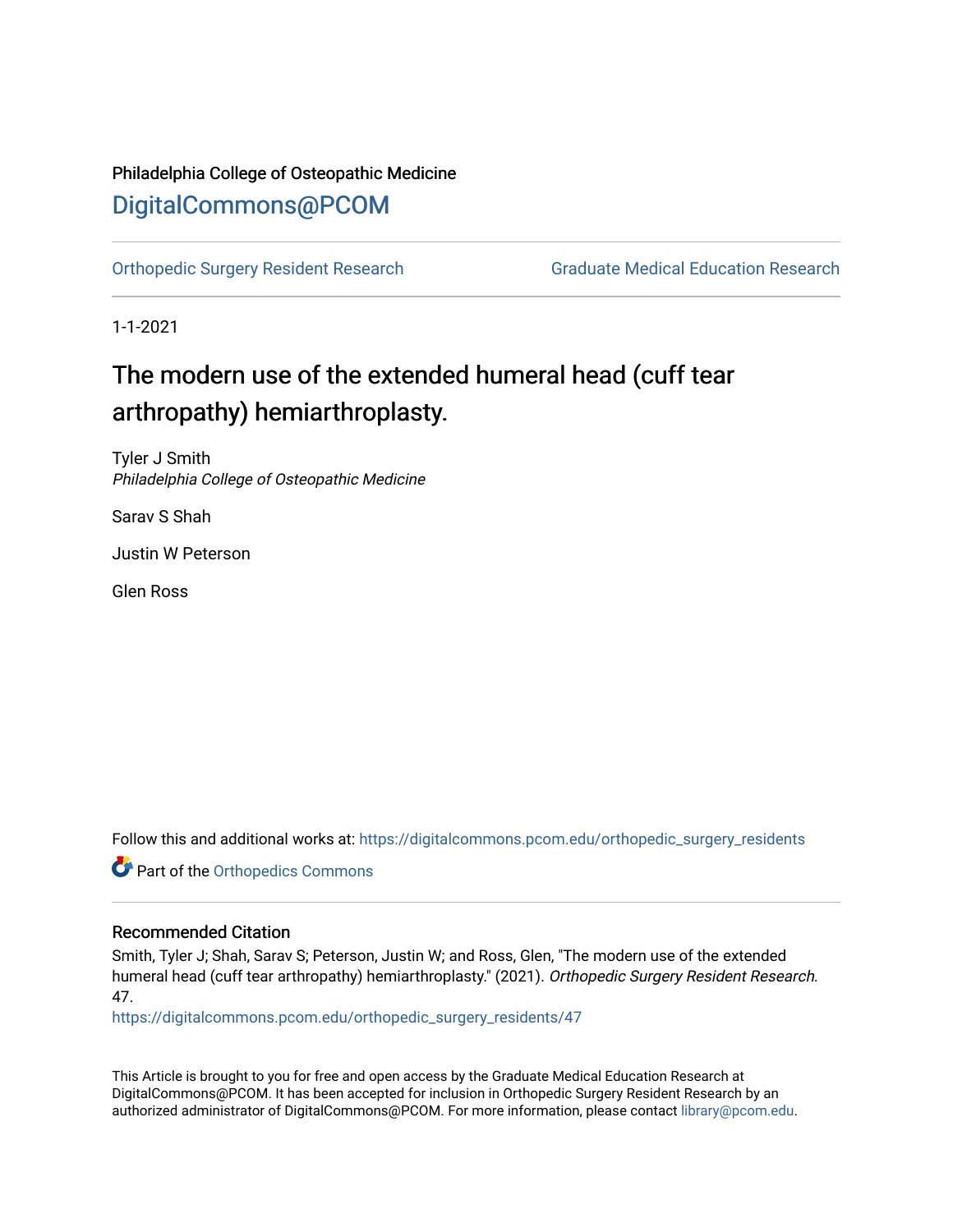Philadelphia College of Osteopathic Medicine

# DigitalCommons@PCOM

Orthopedic Surgery Resident Research | Graduate Medical Education Research

1-1-2021

## The modern use of the extended humeral head (cuff tear arthropathy) hemiarthroplasty.

Tyler J Smith
*Philadelphia College of Osteopathic Medicine*

Sarav S Shah

Justin W Peterson

Glen Ross

Follow this and additional works at: https://digitalcommons.pcom.edu/orthopedic_surgery_residents

Part of the Orthopedics Commons

### Recommended Citation

Smith, Tyler J; Shah, Sarav S; Peterson, Justin W; and Ross, Glen, "The modern use of the extended humeral head (cuff tear arthropathy) hemiarthroplasty." (2021). *Orthopedic Surgery Resident Research*. 47.
https://digitalcommons.pcom.edu/orthopedic_surgery_residents/47

This Article is brought to you for free and open access by the Graduate Medical Education Research at DigitalCommons@PCOM. It has been accepted for inclusion in Orthopedic Surgery Resident Research by an authorized administrator of DigitalCommons@PCOM. For more information, please contact library@pcom.edu.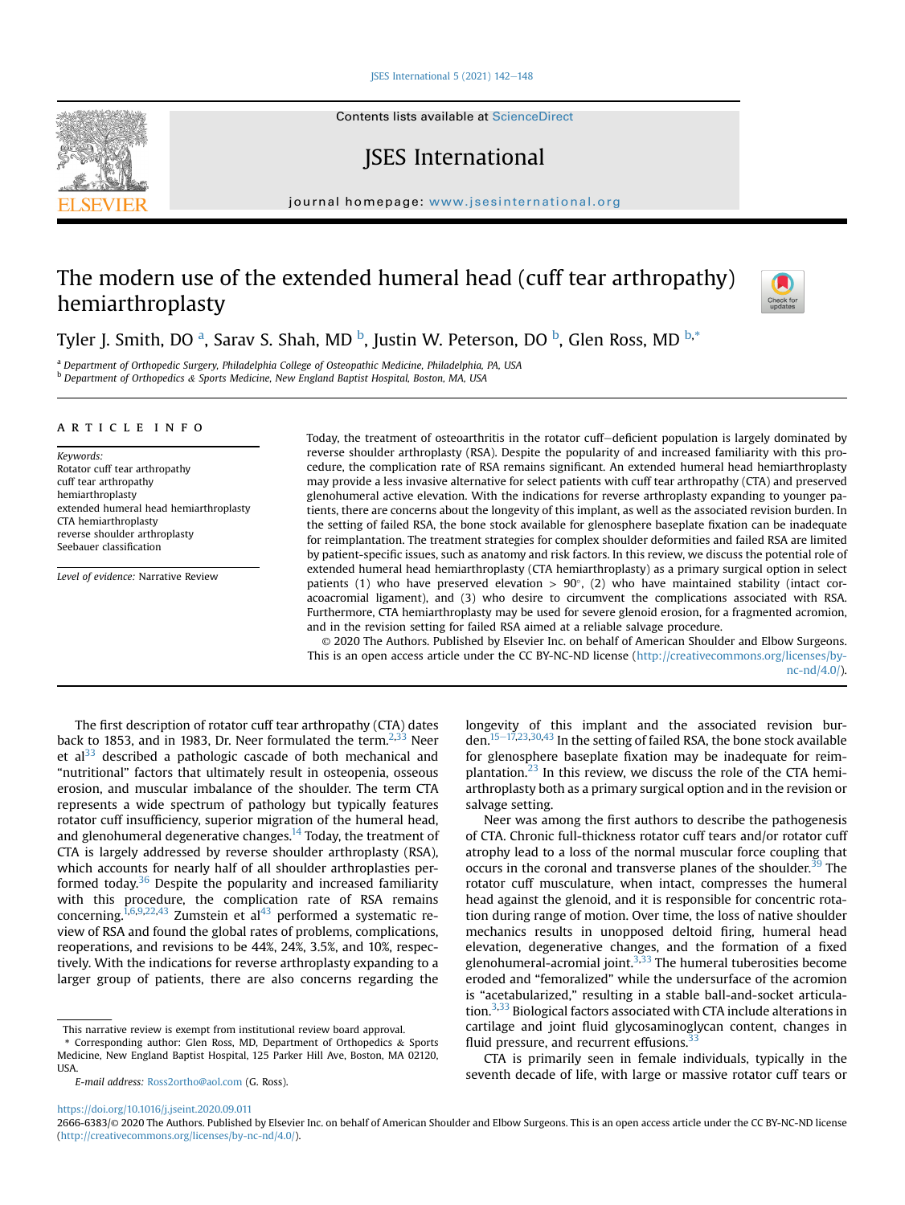# The modern use of the extended humeral head (cuff tear arthropathy) hemiarthroplasty

Tyler J. Smith, DO [a], Sarav S. Shah, MD [b], Justin W. Peterson, DO [b], Glen Ross, MD [b,*]

[a] Department of Orthopedic Surgery, Philadelphia College of Osteopathic Medicine, Philadelphia, PA, USA
[b] Department of Orthopedics & Sports Medicine, New England Baptist Hospital, Boston, MA, USA

## ARTICLE INFO

*Keywords:*
Rotator cuff tear arthropathy
cuff tear arthropathy
hemiarthroplasty
extended humeral head hemiarthroplasty
CTA hemiarthroplasty
reverse shoulder arthroplasty
Seebauer classification

*Level of evidence:* Narrative Review

Today, the treatment of osteoarthritis in the rotator cuff–deficient population is largely dominated by reverse shoulder arthroplasty (RSA). Despite the popularity of and increased familiarity with this procedure, the complication rate of RSA remains significant. An extended humeral head hemiarthroplasty may provide a less invasive alternative for select patients with cuff tear arthropathy (CTA) and preserved glenohumeral active elevation. With the indications for reverse arthroplasty expanding to younger patients, there are concerns about the longevity of this implant, as well as the associated revision burden. In the setting of failed RSA, the bone stock available for glenosphere baseplate fixation can be inadequate for reimplantation. The treatment strategies for complex shoulder deformities and failed RSA are limited by patient-specific issues, such as anatomy and risk factors. In this review, we discuss the potential role of extended humeral head hemiarthroplasty (CTA hemiarthroplasty) as a primary surgical option in select patients (1) who have preserved elevation > 90°, (2) who have maintained stability (intact coracoacromial ligament), and (3) who desire to circumvent the complications associated with RSA. Furthermore, CTA hemiarthroplasty may be used for severe glenoid erosion, for a fragmented acromion, and in the revision setting for failed RSA aimed at a reliable salvage procedure.

© 2020 The Authors. Published by Elsevier Inc. on behalf of American Shoulder and Elbow Surgeons. This is an open access article under the CC BY-NC-ND license (http://creativecommons.org/licenses/by-nc-nd/4.0/).

The first description of rotator cuff tear arthropathy (CTA) dates back to 1853, and in 1983, Dr. Neer formulated the term.[2,33] Neer et al[33] described a pathologic cascade of both mechanical and "nutritional" factors that ultimately result in osteopenia, osseous erosion, and muscular imbalance of the shoulder. The term CTA represents a wide spectrum of pathology but typically features rotator cuff insufficiency, superior migration of the humeral head, and glenohumeral degenerative changes.[14] Today, the treatment of CTA is largely addressed by reverse shoulder arthroplasty (RSA), which accounts for nearly half of all shoulder arthroplasties performed today.[36] Despite the popularity and increased familiarity with this procedure, the complication rate of RSA remains concerning.[1,6,9,22,43] Zumstein et al[43] performed a systematic review of RSA and found the global rates of problems, complications, reoperations, and revisions to be 44%, 24%, 3.5%, and 10%, respectively. With the indications for reverse arthroplasty expanding to a larger group of patients, there are also concerns regarding the longevity of this implant and the associated revision burden.[15–17,23,30,43] In the setting of failed RSA, the bone stock available for glenosphere baseplate fixation may be inadequate for reimplantation.[23] In this review, we discuss the role of the CTA hemiarthroplasty both as a primary surgical option and in the revision or salvage setting.

Neer was among the first authors to describe the pathogenesis of CTA. Chronic full-thickness rotator cuff tears and/or rotator cuff atrophy lead to a loss of the normal muscular force coupling that occurs in the coronal and transverse planes of the shoulder.[39] The rotator cuff musculature, when intact, compresses the humeral head against the glenoid, and it is responsible for concentric rotation during range of motion. Over time, the loss of native shoulder mechanics results in unopposed deltoid firing, humeral head elevation, degenerative changes, and the formation of a fixed glenohumeral-acromial joint.[3,33] The humeral tuberosities become eroded and "femoralized" while the undersurface of the acromion is "acetabularized," resulting in a stable ball-and-socket articulation.[3,33] Biological factors associated with CTA include alterations in cartilage and joint fluid glycosaminoglycan content, changes in fluid pressure, and recurrent effusions.[33]

CTA is primarily seen in female individuals, typically in the seventh decade of life, with large or massive rotator cuff tears or

This narrative review is exempt from institutional review board approval.

\* Corresponding author: Glen Ross, MD, Department of Orthopedics & Sports Medicine, New England Baptist Hospital, 125 Parker Hill Ave, Boston, MA 02120, USA.

*E-mail address:* Ross2ortho@aol.com (G. Ross).

https://doi.org/10.1016/j.jseint.2020.09.011
2666-6383/© 2020 The Authors. Published by Elsevier Inc. on behalf of American Shoulder and Elbow Surgeons. This is an open access article under the CC BY-NC-ND license (http://creativecommons.org/licenses/by-nc-nd/4.0/).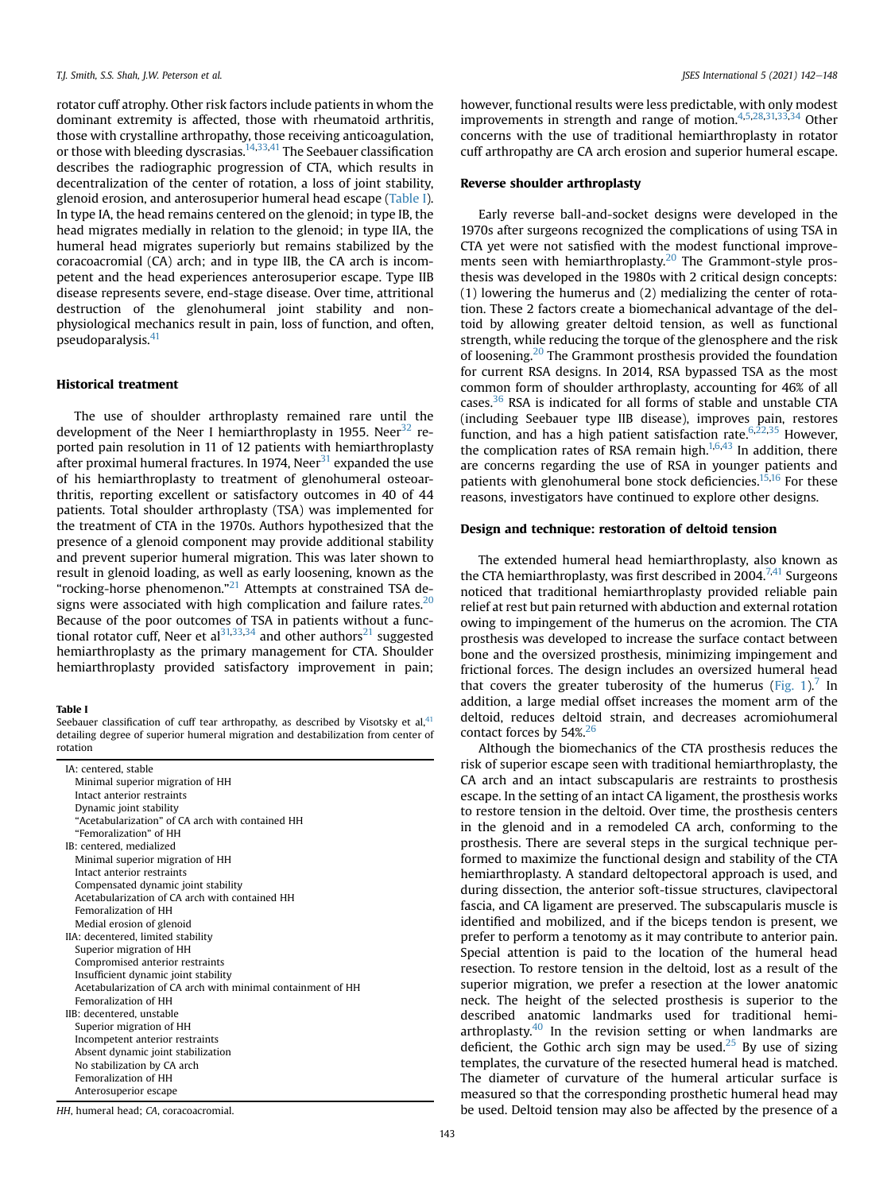rotator cuff atrophy. Other risk factors include patients in whom the dominant extremity is affected, those with rheumatoid arthritis, those with crystalline arthropathy, those receiving anticoagulation, or those with bleeding dyscrasias.[14,33,41] The Seebauer classification describes the radiographic progression of CTA, which results in decentralization of the center of rotation, a loss of joint stability, glenoid erosion, and anterosuperior humeral head escape (Table I). In type IA, the head remains centered on the glenoid; in type IB, the head migrates medially in relation to the glenoid; in type IIA, the humeral head migrates superiorly but remains stabilized by the coracoacromial (CA) arch; and in type IIB, the CA arch is incompetent and the head experiences anterosuperior escape. Type IIB disease represents severe, end-stage disease. Over time, attritional destruction of the glenohumeral joint stability and nonphysiological mechanics result in pain, loss of function, and often, pseudoparalysis.[41]

### Historical treatment

The use of shoulder arthroplasty remained rare until the development of the Neer I hemiarthroplasty in 1955. Neer[32] reported pain resolution in 11 of 12 patients with hemiarthroplasty after proximal humeral fractures. In 1974, Neer[31] expanded the use of his hemiarthroplasty to treatment of glenohumeral osteoarthritis, reporting excellent or satisfactory outcomes in 40 of 44 patients. Total shoulder arthroplasty (TSA) was implemented for the treatment of CTA in the 1970s. Authors hypothesized that the presence of a glenoid component may provide additional stability and prevent superior humeral migration. This was later shown to result in glenoid loading, as well as early loosening, known as the "rocking-horse phenomenon."[21] Attempts at constrained TSA designs were associated with high complication and failure rates.[20] Because of the poor outcomes of TSA in patients without a functional rotator cuff, Neer et al[31,33,34] and other authors[21] suggested hemiarthroplasty as the primary management for CTA. Shoulder hemiarthroplasty provided satisfactory improvement in pain; however, functional results were less predictable, with only modest improvements in strength and range of motion.[4,5,28,31,33,34] Other concerns with the use of traditional hemiarthroplasty in rotator cuff arthropathy are CA arch erosion and superior humeral escape.

**Table I**
Seebauer classification of cuff tear arthropathy, as described by Visotsky et al,[41] detailing degree of superior humeral migration and destabilization from center of rotation

| |
|---|
| IA: centered, stable |
| Minimal superior migration of HH |
| Intact anterior restraints |
| Dynamic joint stability |
| "Acetabularization" of CA arch with contained HH |
| "Femoralization" of HH |
| IB: centered, medialized |
| Minimal superior migration of HH |
| Intact anterior restraints |
| Compensated dynamic joint stability |
| Acetabularization of CA arch with contained HH |
| Femoralization of HH |
| Medial erosion of glenoid |
| IIA: decentered, limited stability |
| Superior migration of HH |
| Compromised anterior restraints |
| Insufficient dynamic joint stability |
| Acetabularization of CA arch with minimal containment of HH |
| Femoralization of HH |
| IIB: decentered, unstable |
| Superior migration of HH |
| Incompetent anterior restraints |
| Absent dynamic joint stabilization |
| No stabilization by CA arch |
| Femoralization of HH |
| Anterosuperior escape |

*HH*, humeral head; *CA*, coracoacromial.

### Reverse shoulder arthroplasty

Early reverse ball-and-socket designs were developed in the 1970s after surgeons recognized the complications of using TSA in CTA yet were not satisfied with the modest functional improvements seen with hemiarthroplasty.[20] The Grammont-style prosthesis was developed in the 1980s with 2 critical design concepts: (1) lowering the humerus and (2) medializing the center of rotation. These 2 factors create a biomechanical advantage of the deltoid by allowing greater deltoid tension, as well as functional strength, while reducing the torque of the glenosphere and the risk of loosening.[20] The Grammont prosthesis provided the foundation for current RSA designs. In 2014, RSA bypassed TSA as the most common form of shoulder arthroplasty, accounting for 46% of all cases.[36] RSA is indicated for all forms of stable and unstable CTA (including Seebauer type IIB disease), improves pain, restores function, and has a high patient satisfaction rate.[6,22,35] However, the complication rates of RSA remain high.[1,6,43] In addition, there are concerns regarding the use of RSA in younger patients and patients with glenohumeral bone stock deficiencies.[15,16] For these reasons, investigators have continued to explore other designs.

### Design and technique: restoration of deltoid tension

The extended humeral head hemiarthroplasty, also known as the CTA hemiarthroplasty, was first described in 2004.[7,41] Surgeons noticed that traditional hemiarthroplasty provided reliable pain relief at rest but pain returned with abduction and external rotation owing to impingement of the humerus on the acromion. The CTA prosthesis was developed to increase the surface contact between bone and the oversized prosthesis, minimizing impingement and frictional forces. The design includes an oversized humeral head that covers the greater tuberosity of the humerus (Fig. 1).[7] In addition, a large medial offset increases the moment arm of the deltoid, reduces deltoid strain, and decreases acromiohumeral contact forces by 54%.[26]

Although the biomechanics of the CTA prosthesis reduces the risk of superior escape seen with traditional hemiarthroplasty, the CA arch and an intact subscapularis are restraints to prosthesis escape. In the setting of an intact CA ligament, the prosthesis works to restore tension in the deltoid. Over time, the prosthesis centers in the glenoid and in a remodeled CA arch, conforming to the prosthesis. There are several steps in the surgical technique performed to maximize the functional design and stability of the CTA hemiarthroplasty. A standard deltopectoral approach is used, and during dissection, the anterior soft-tissue structures, clavipectoral fascia, and CA ligament are preserved. The subscapularis muscle is identified and mobilized, and if the biceps tendon is present, we prefer to perform a tenotomy as it may contribute to anterior pain. Special attention is paid to the location of the humeral head resection. To restore tension in the deltoid, lost as a result of the superior migration, we prefer a resection at the lower anatomic neck. The height of the selected prosthesis is superior to the described anatomic landmarks used for traditional hemiarthroplasty.[40] In the revision setting or when landmarks are deficient, the Gothic arch sign may be used.[25] By use of sizing templates, the curvature of the resected humeral head is matched. The diameter of curvature of the humeral articular surface is measured so that the corresponding prosthetic humeral head may be used. Deltoid tension may also be affected by the presence of a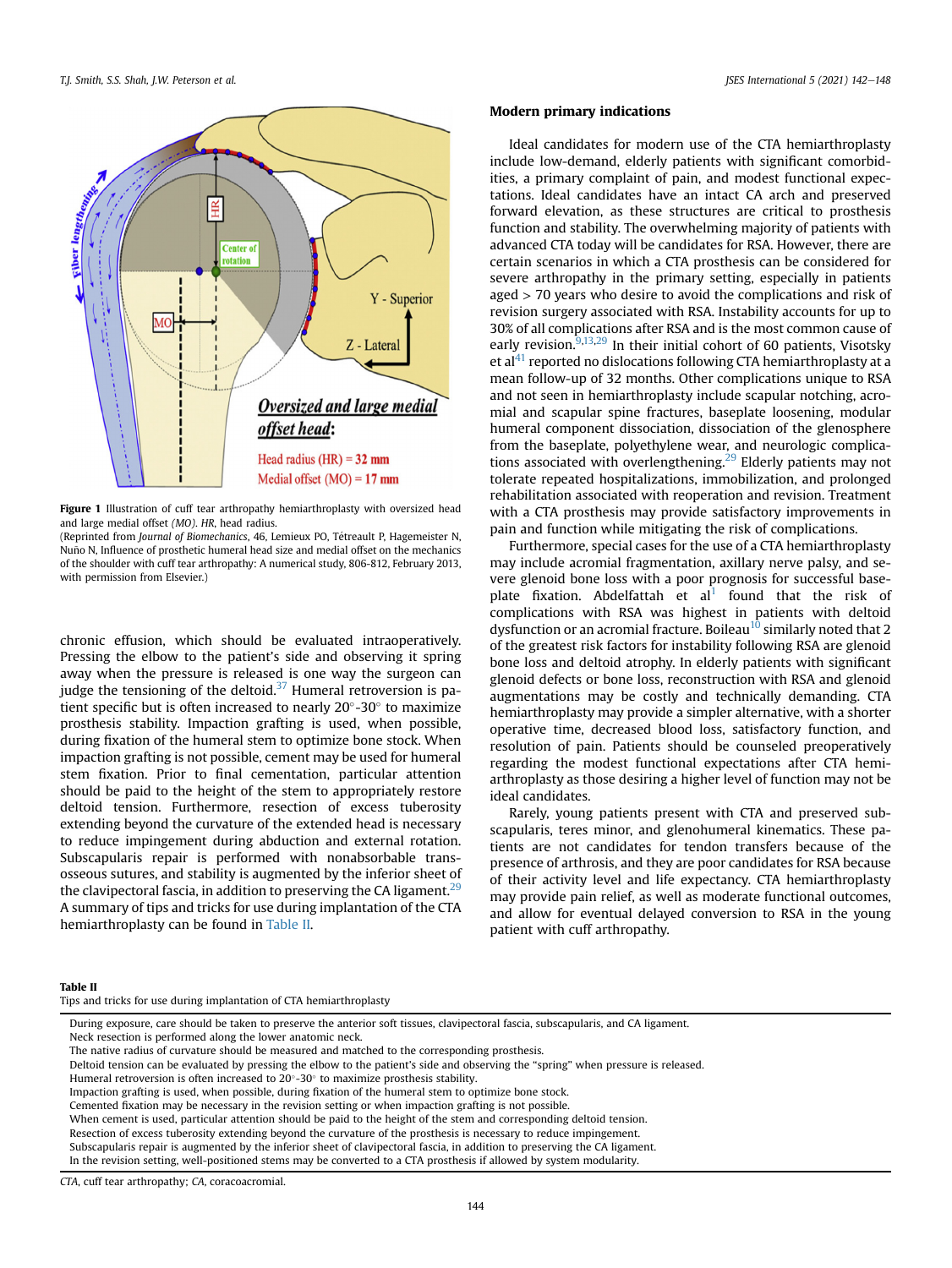Figure 1 Illustration of cuff tear arthropathy hemiarthroplasty with oversized head and large medial offset *(MO)*. *HR*, head radius.
(Reprinted from *Journal of Biomechanics*, 46, Lemieux PO, Tétreault P, Hagemeister N, Nuño N, Influence of prosthetic humeral head size and medial offset on the mechanics of the shoulder with cuff tear arthropathy: A numerical study, 806-812, February 2013, with permission from Elsevier.)

chronic effusion, which should be evaluated intraoperatively. Pressing the elbow to the patient's side and observing it spring away when the pressure is released is one way the surgeon can judge the tensioning of the deltoid.[37] Humeral retroversion is patient specific but is often increased to nearly 20°-30° to maximize prosthesis stability. Impaction grafting is used, when possible, during fixation of the humeral stem to optimize bone stock. When impaction grafting is not possible, cement may be used for humeral stem fixation. Prior to final cementation, particular attention should be paid to the height of the stem to appropriately restore deltoid tension. Furthermore, resection of excess tuberosity extending beyond the curvature of the extended head is necessary to reduce impingement during abduction and external rotation. Subscapularis repair is performed with nonabsorbable transosseous sutures, and stability is augmented by the inferior sheet of the clavipectoral fascia, in addition to preserving the CA ligament.[29] A summary of tips and tricks for use during implantation of the CTA hemiarthroplasty can be found in Table II.

## Modern primary indications

Ideal candidates for modern use of the CTA hemiarthroplasty include low-demand, elderly patients with significant comorbidities, a primary complaint of pain, and modest functional expectations. Ideal candidates have an intact CA arch and preserved forward elevation, as these structures are critical to prosthesis function and stability. The overwhelming majority of patients with advanced CTA today will be candidates for RSA. However, there are certain scenarios in which a CTA prosthesis can be considered for severe arthropathy in the primary setting, especially in patients aged > 70 years who desire to avoid the complications and risk of revision surgery associated with RSA. Instability accounts for up to 30% of all complications after RSA and is the most common cause of early revision.[9,13,29] In their initial cohort of 60 patients, Visotsky et al[41] reported no dislocations following CTA hemiarthroplasty at a mean follow-up of 32 months. Other complications unique to RSA and not seen in hemiarthroplasty include scapular notching, acromial and scapular spine fractures, baseplate loosening, modular humeral component dissociation, dissociation of the glenosphere from the baseplate, polyethylene wear, and neurologic complications associated with overlengthening.[29] Elderly patients may not tolerate repeated hospitalizations, immobilization, and prolonged rehabilitation associated with reoperation and revision. Treatment with a CTA prosthesis may provide satisfactory improvements in pain and function while mitigating the risk of complications.

Furthermore, special cases for the use of a CTA hemiarthroplasty may include acromial fragmentation, axillary nerve palsy, and severe glenoid bone loss with a poor prognosis for successful baseplate fixation. Abdelfattah et al[1] found that the risk of complications with RSA was highest in patients with deltoid dysfunction or an acromial fracture. Boileau[10] similarly noted that 2 of the greatest risk factors for instability following RSA are glenoid bone loss and deltoid atrophy. In elderly patients with significant glenoid defects or bone loss, reconstruction with RSA and glenoid augmentations may be costly and technically demanding. CTA hemiarthroplasty may provide a simpler alternative, with a shorter operative time, decreased blood loss, satisfactory function, and resolution of pain. Patients should be counseled preoperatively regarding the modest functional expectations after CTA hemiarthroplasty as those desiring a higher level of function may not be ideal candidates.

Rarely, young patients present with CTA and preserved subscapularis, teres minor, and glenohumeral kinematics. These patients are not candidates for tendon transfers because of the presence of arthrosis, and they are poor candidates for RSA because of their activity level and life expectancy. CTA hemiarthroplasty may provide pain relief, as well as moderate functional outcomes, and allow for eventual delayed conversion to RSA in the young patient with cuff arthropathy.

**Table II**
Tips and tricks for use during implantation of CTA hemiarthroplasty

| |
|---|
| During exposure, care should be taken to preserve the anterior soft tissues, clavipectoral fascia, subscapularis, and CA ligament. |
| Neck resection is performed along the lower anatomic neck. |
| The native radius of curvature should be measured and matched to the corresponding prosthesis. |
| Deltoid tension can be evaluated by pressing the elbow to the patient's side and observing the "spring" when pressure is released. |
| Humeral retroversion is often increased to 20°-30° to maximize prosthesis stability. |
| Impaction grafting is used, when possible, during fixation of the humeral stem to optimize bone stock. |
| Cemented fixation may be necessary in the revision setting or when impaction grafting is not possible. |
| When cement is used, particular attention should be paid to the height of the stem and corresponding deltoid tension. |
| Resection of excess tuberosity extending beyond the curvature of the prosthesis is necessary to reduce impingement. |
| Subscapularis repair is augmented by the inferior sheet of clavipectoral fascia, in addition to preserving the CA ligament. |
| In the revision setting, well-positioned stems may be converted to a CTA prosthesis if allowed by system modularity. |

*CTA*, cuff tear arthropathy; *CA*, coracoacromial.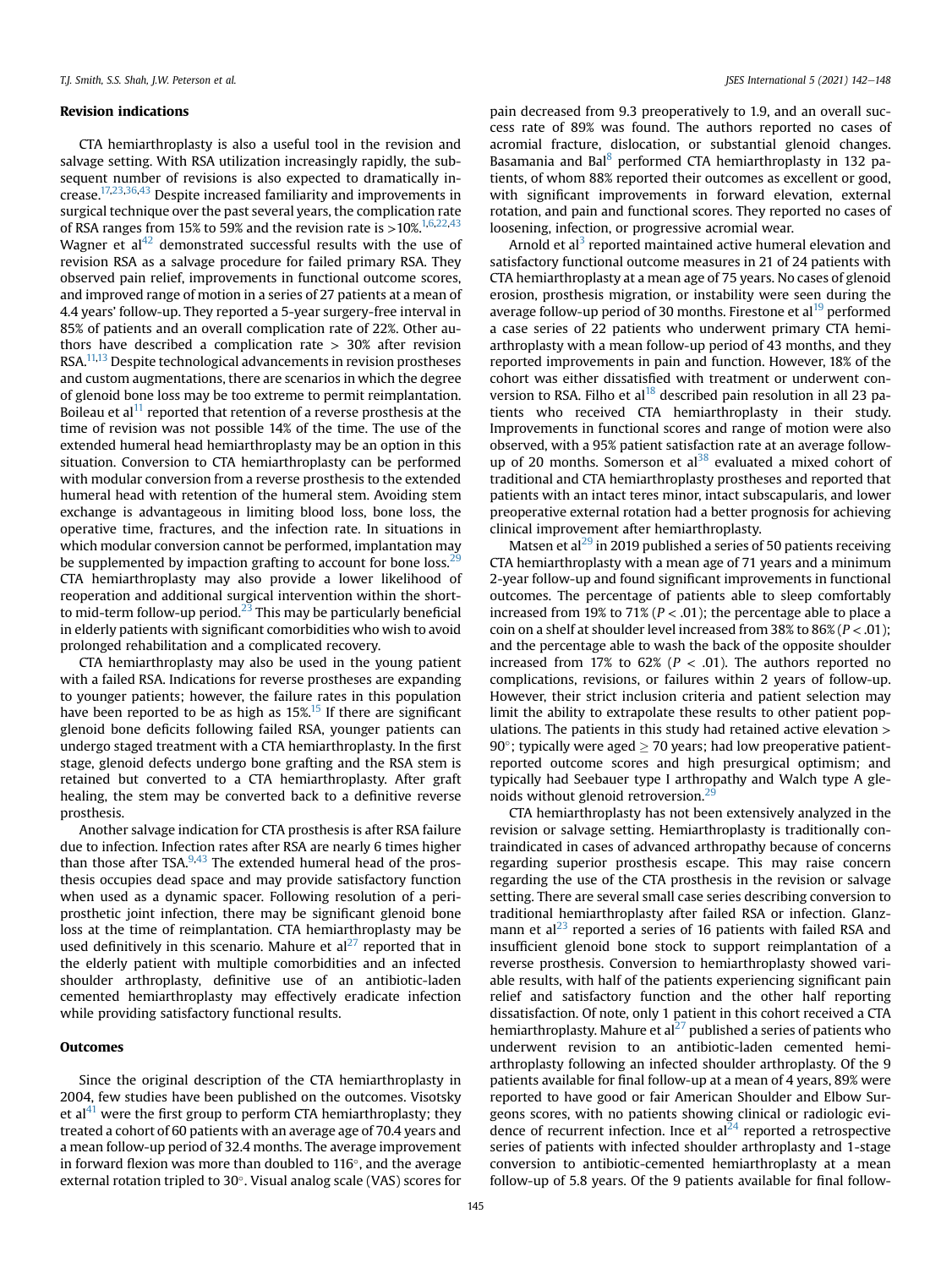## Revision indications

CTA hemiarthroplasty is also a useful tool in the revision and salvage setting. With RSA utilization increasingly rapidly, the subsequent number of revisions is also expected to dramatically increase.[17,23,36,43] Despite increased familiarity and improvements in surgical technique over the past several years, the complication rate of RSA ranges from 15% to 59% and the revision rate is >10%.[1,6,22,43] Wagner et al[42] demonstrated successful results with the use of revision RSA as a salvage procedure for failed primary RSA. They observed pain relief, improvements in functional outcome scores, and improved range of motion in a series of 27 patients at a mean of 4.4 years' follow-up. They reported a 5-year surgery-free interval in 85% of patients and an overall complication rate of 22%. Other authors have described a complication rate > 30% after revision RSA.[11,13] Despite technological advancements in revision prostheses and custom augmentations, there are scenarios in which the degree of glenoid bone loss may be too extreme to permit reimplantation. Boileau et al[11] reported that retention of a reverse prosthesis at the time of revision was not possible 14% of the time. The use of the extended humeral head hemiarthroplasty may be an option in this situation. Conversion to CTA hemiarthroplasty can be performed with modular conversion from a reverse prosthesis to the extended humeral head with retention of the humeral stem. Avoiding stem exchange is advantageous in limiting blood loss, bone loss, the operative time, fractures, and the infection rate. In situations in which modular conversion cannot be performed, implantation may be supplemented by impaction grafting to account for bone loss.[29] CTA hemiarthroplasty may also provide a lower likelihood of reoperation and additional surgical intervention within the short-to mid-term follow-up period.[23] This may be particularly beneficial in elderly patients with significant comorbidities who wish to avoid prolonged rehabilitation and a complicated recovery.

CTA hemiarthroplasty may also be used in the young patient with a failed RSA. Indications for reverse prostheses are expanding to younger patients; however, the failure rates in this population have been reported to be as high as 15%.[15] If there are significant glenoid bone deficits following failed RSA, younger patients can undergo staged treatment with a CTA hemiarthroplasty. In the first stage, glenoid defects undergo bone grafting and the RSA stem is retained but converted to a CTA hemiarthroplasty. After graft healing, the stem may be converted back to a definitive reverse prosthesis.

Another salvage indication for CTA prosthesis is after RSA failure due to infection. Infection rates after RSA are nearly 6 times higher than those after TSA.[9,43] The extended humeral head of the prosthesis occupies dead space and may provide satisfactory function when used as a dynamic spacer. Following resolution of a periprosthetic joint infection, there may be significant glenoid bone loss at the time of reimplantation. CTA hemiarthroplasty may be used definitively in this scenario. Mahure et al[27] reported that in the elderly patient with multiple comorbidities and an infected shoulder arthroplasty, definitive use of an antibiotic-laden cemented hemiarthroplasty may effectively eradicate infection while providing satisfactory functional results.

## Outcomes

Since the original description of the CTA hemiarthroplasty in 2004, few studies have been published on the outcomes. Visotsky et al[41] were the first group to perform CTA hemiarthroplasty; they treated a cohort of 60 patients with an average age of 70.4 years and a mean follow-up period of 32.4 months. The average improvement in forward flexion was more than doubled to 116°, and the average external rotation tripled to 30°. Visual analog scale (VAS) scores for pain decreased from 9.3 preoperatively to 1.9, and an overall success rate of 89% was found. The authors reported no cases of acromial fracture, dislocation, or substantial glenoid changes. Basamania and Bal[8] performed CTA hemiarthroplasty in 132 patients, of whom 88% reported their outcomes as excellent or good, with significant improvements in forward elevation, external rotation, and pain and functional scores. They reported no cases of loosening, infection, or progressive acromial wear.

Arnold et al[3] reported maintained active humeral elevation and satisfactory functional outcome measures in 21 of 24 patients with CTA hemiarthroplasty at a mean age of 75 years. No cases of glenoid erosion, prosthesis migration, or instability were seen during the average follow-up period of 30 months. Firestone et al[19] performed a case series of 22 patients who underwent primary CTA hemiarthroplasty with a mean follow-up period of 43 months, and they reported improvements in pain and function. However, 18% of the cohort was either dissatisfied with treatment or underwent conversion to RSA. Filho et al[18] described pain resolution in all 23 patients who received CTA hemiarthroplasty in their study. Improvements in functional scores and range of motion were also observed, with a 95% patient satisfaction rate at an average follow-up of 20 months. Somerson et al[38] evaluated a mixed cohort of traditional and CTA hemiarthroplasty prostheses and reported that patients with an intact teres minor, intact subscapularis, and lower preoperative external rotation had a better prognosis for achieving clinical improvement after hemiarthroplasty.

Matsen et al[29] in 2019 published a series of 50 patients receiving CTA hemiarthroplasty with a mean age of 71 years and a minimum 2-year follow-up and found significant improvements in functional outcomes. The percentage of patients able to sleep comfortably increased from 19% to 71% ($P < .01$); the percentage able to place a coin on a shelf at shoulder level increased from 38% to 86% ($P < .01$); and the percentage able to wash the back of the opposite shoulder increased from 17% to 62% ($P < .01$). The authors reported no complications, revisions, or failures within 2 years of follow-up. However, their strict inclusion criteria and patient selection may limit the ability to extrapolate these results to other patient populations. The patients in this study had retained active elevation > 90°; typically were aged ≥ 70 years; had low preoperative patient-reported outcome scores and high presurgical optimism; and typically had Seebauer type I arthropathy and Walch type A glenoids without glenoid retroversion.[29]

CTA hemiarthroplasty has not been extensively analyzed in the revision or salvage setting. Hemiarthroplasty is traditionally contraindicated in cases of advanced arthropathy because of concerns regarding superior prosthesis escape. This may raise concern regarding the use of the CTA prosthesis in the revision or salvage setting. There are several small case series describing conversion to traditional hemiarthroplasty after failed RSA or infection. Glanzmann et al[23] reported a series of 16 patients with failed RSA and insufficient glenoid bone stock to support reimplantation of a reverse prosthesis. Conversion to hemiarthroplasty showed variable results, with half of the patients experiencing significant pain relief and satisfactory function and the other half reporting dissatisfaction. Of note, only 1 patient in this cohort received a CTA hemiarthroplasty. Mahure et al[27] published a series of patients who underwent revision to an antibiotic-laden cemented hemiarthroplasty following an infected shoulder arthroplasty. Of the 9 patients available for final follow-up at a mean of 4 years, 89% were reported to have good or fair American Shoulder and Elbow Surgeons scores, with no patients showing clinical or radiologic evidence of recurrent infection. Ince et al[24] reported a retrospective series of patients with infected shoulder arthroplasty and 1-stage conversion to antibiotic-cemented hemiarthroplasty at a mean follow-up of 5.8 years. Of the 9 patients available for final follow-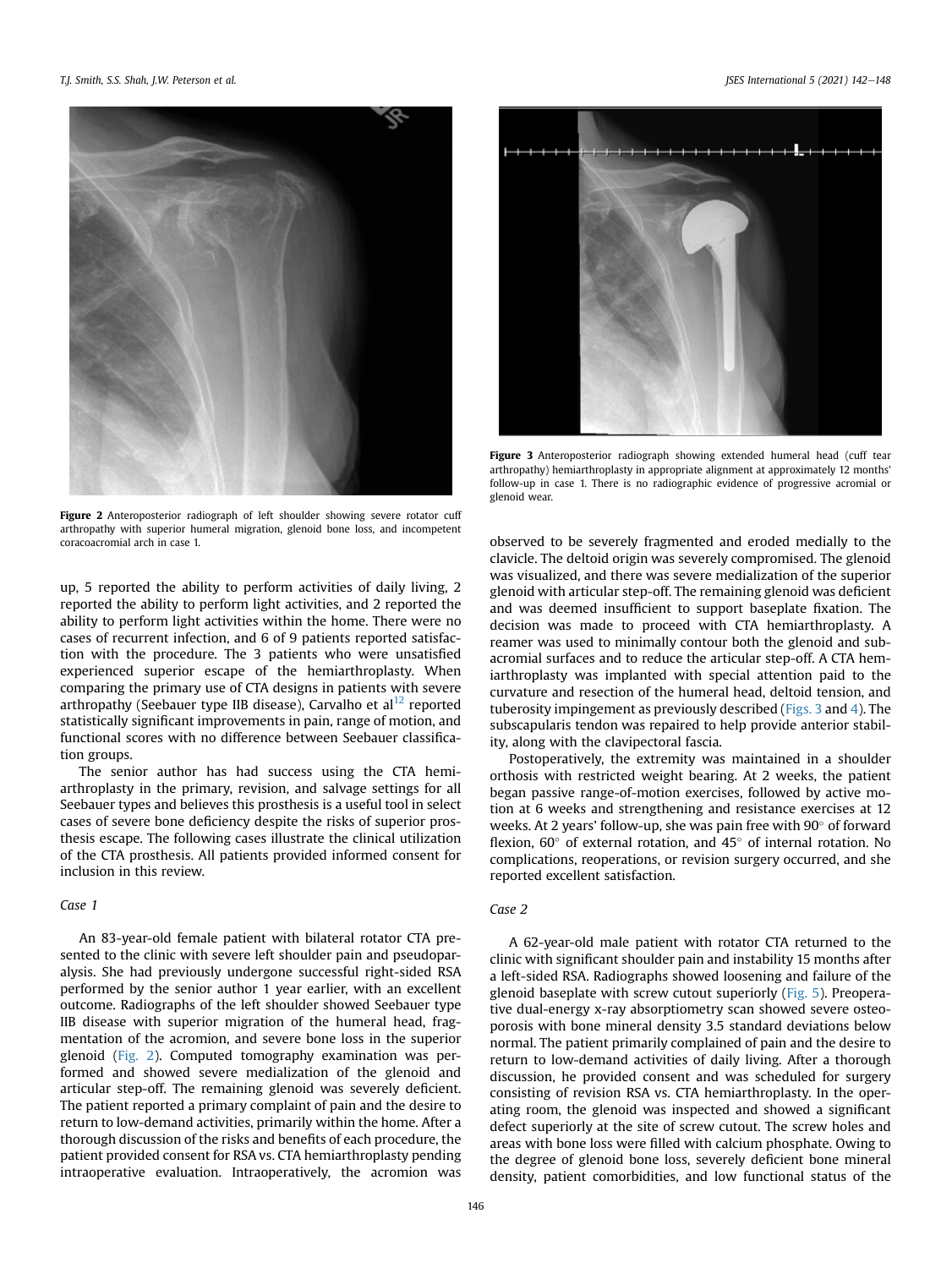Figure 2 Anteroposterior radiograph of left shoulder showing severe rotator cuff arthropathy with superior humeral migration, glenoid bone loss, and incompetent coracoacromial arch in case 1.

Figure 3 Anteroposterior radiograph showing extended humeral head (cuff tear arthropathy) hemiarthroplasty in appropriate alignment at approximately 12 months' follow-up in case 1. There is no radiographic evidence of progressive acromial or glenoid wear.

up, 5 reported the ability to perform activities of daily living, 2 reported the ability to perform light activities, and 2 reported the ability to perform light activities within the home. There were no cases of recurrent infection, and 6 of 9 patients reported satisfaction with the procedure. The 3 patients who were unsatisfied experienced superior escape of the hemiarthroplasty. When comparing the primary use of CTA designs in patients with severe arthropathy (Seebauer type IIB disease), Carvalho et al[12] reported statistically significant improvements in pain, range of motion, and functional scores with no difference between Seebauer classification groups.

The senior author has had success using the CTA hemiarthroplasty in the primary, revision, and salvage settings for all Seebauer types and believes this prosthesis is a useful tool in select cases of severe bone deficiency despite the risks of superior prosthesis escape. The following cases illustrate the clinical utilization of the CTA prosthesis. All patients provided informed consent for inclusion in this review.

### Case 1

An 83-year-old female patient with bilateral rotator CTA presented to the clinic with severe left shoulder pain and pseudoparalysis. She had previously undergone successful right-sided RSA performed by the senior author 1 year earlier, with an excellent outcome. Radiographs of the left shoulder showed Seebauer type IIB disease with superior migration of the humeral head, fragmentation of the acromion, and severe bone loss in the superior glenoid (Fig. 2). Computed tomography examination was performed and showed severe medialization of the glenoid and articular step-off. The remaining glenoid was severely deficient. The patient reported a primary complaint of pain and the desire to return to low-demand activities, primarily within the home. After a thorough discussion of the risks and benefits of each procedure, the patient provided consent for RSA vs. CTA hemiarthroplasty pending intraoperative evaluation. Intraoperatively, the acromion was observed to be severely fragmented and eroded medially to the clavicle. The deltoid origin was severely compromised. The glenoid was visualized, and there was severe medialization of the superior glenoid with articular step-off. The remaining glenoid was deficient and was deemed insufficient to support baseplate fixation. The decision was made to proceed with CTA hemiarthroplasty. A reamer was used to minimally contour both the glenoid and subacromial surfaces and to reduce the articular step-off. A CTA hemiarthroplasty was implanted with special attention paid to the curvature and resection of the humeral head, deltoid tension, and tuberosity impingement as previously described (Figs. 3 and 4). The subscapularis tendon was repaired to help provide anterior stability, along with the clavipectoral fascia.

Postoperatively, the extremity was maintained in a shoulder orthosis with restricted weight bearing. At 2 weeks, the patient began passive range-of-motion exercises, followed by active motion at 6 weeks and strengthening and resistance exercises at 12 weeks. At 2 years' follow-up, she was pain free with 90° of forward flexion, 60° of external rotation, and 45° of internal rotation. No complications, reoperations, or revision surgery occurred, and she reported excellent satisfaction.

### Case 2

A 62-year-old male patient with rotator CTA returned to the clinic with significant shoulder pain and instability 15 months after a left-sided RSA. Radiographs showed loosening and failure of the glenoid baseplate with screw cutout superiorly (Fig. 5). Preoperative dual-energy x-ray absorptiometry scan showed severe osteoporosis with bone mineral density 3.5 standard deviations below normal. The patient primarily complained of pain and the desire to return to low-demand activities of daily living. After a thorough discussion, he provided consent and was scheduled for surgery consisting of revision RSA vs. CTA hemiarthroplasty. In the operating room, the glenoid was inspected and showed a significant defect superiorly at the site of screw cutout. The screw holes and areas with bone loss were filled with calcium phosphate. Owing to the degree of glenoid bone loss, severely deficient bone mineral density, patient comorbidities, and low functional status of the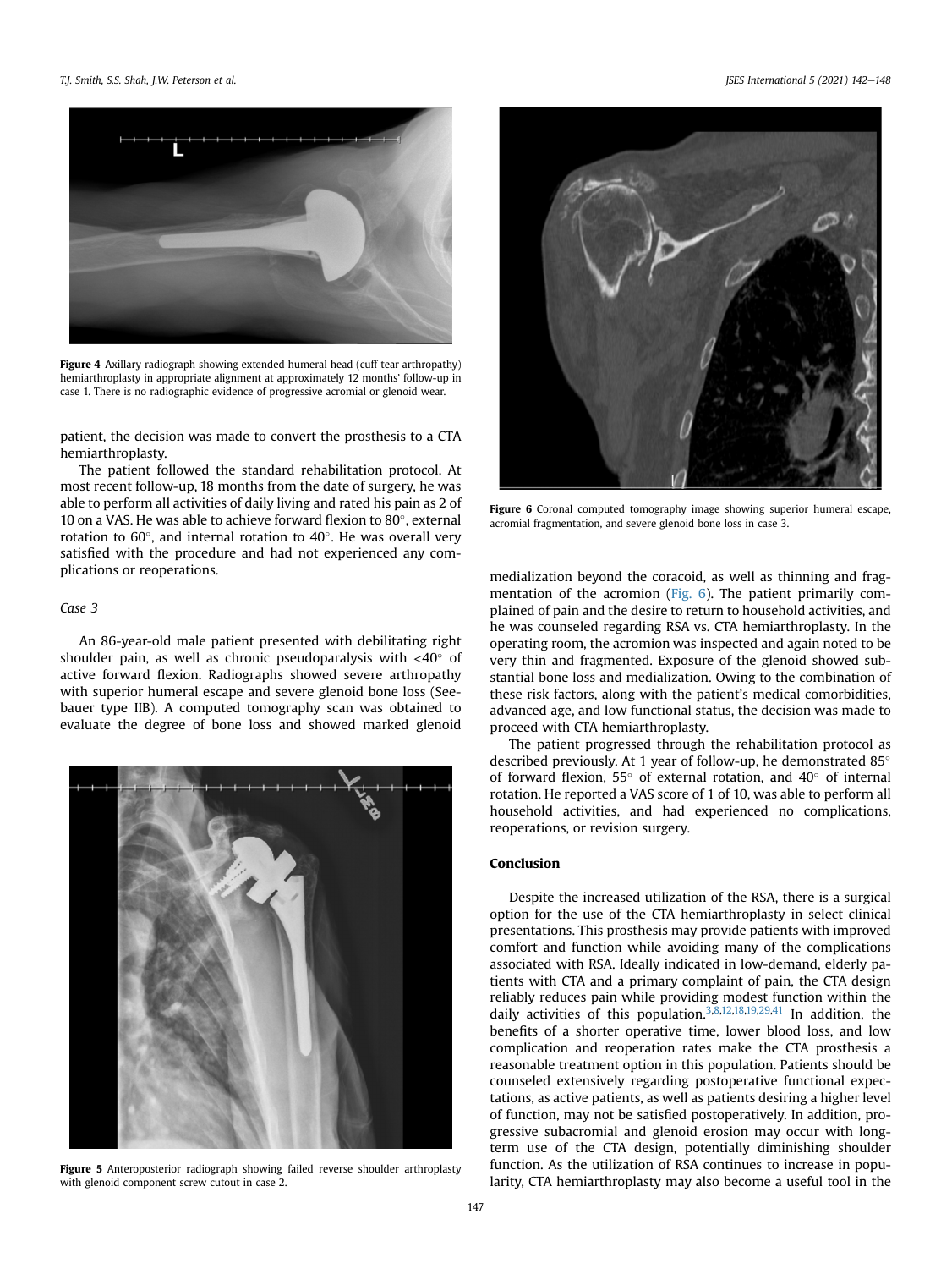Figure 4 Axillary radiograph showing extended humeral head (cuff tear arthropathy) hemiarthroplasty in appropriate alignment at approximately 12 months' follow-up in case 1. There is no radiographic evidence of progressive acromial or glenoid wear.

patient, the decision was made to convert the prosthesis to a CTA hemiarthroplasty.

The patient followed the standard rehabilitation protocol. At most recent follow-up, 18 months from the date of surgery, he was able to perform all activities of daily living and rated his pain as 2 of 10 on a VAS. He was able to achieve forward flexion to 80°, external rotation to 60°, and internal rotation to 40°. He was overall very satisfied with the procedure and had not experienced any complications or reoperations.

*Case 3*

An 86-year-old male patient presented with debilitating right shoulder pain, as well as chronic pseudoparalysis with <40° of active forward flexion. Radiographs showed severe arthropathy with superior humeral escape and severe glenoid bone loss (Seebauer type IIB). A computed tomography scan was obtained to evaluate the degree of bone loss and showed marked glenoid medialization beyond the coracoid, as well as thinning and fragmentation of the acromion (Fig. 6). The patient primarily complained of pain and the desire to return to household activities, and he was counseled regarding RSA vs. CTA hemiarthroplasty. In the operating room, the acromion was inspected and again noted to be very thin and fragmented. Exposure of the glenoid showed substantial bone loss and medialization. Owing to the combination of these risk factors, along with the patient's medical comorbidities, advanced age, and low functional status, the decision was made to proceed with CTA hemiarthroplasty.

Figure 5 Anteroposterior radiograph showing failed reverse shoulder arthroplasty with glenoid component screw cutout in case 2.

Figure 6 Coronal computed tomography image showing superior humeral escape, acromial fragmentation, and severe glenoid bone loss in case 3.

The patient progressed through the rehabilitation protocol as described previously. At 1 year of follow-up, he demonstrated 85° of forward flexion, 55° of external rotation, and 40° of internal rotation. He reported a VAS score of 1 of 10, was able to perform all household activities, and had experienced no complications, reoperations, or revision surgery.

## Conclusion

Despite the increased utilization of the RSA, there is a surgical option for the use of the CTA hemiarthroplasty in select clinical presentations. This prosthesis may provide patients with improved comfort and function while avoiding many of the complications associated with RSA. Ideally indicated in low-demand, elderly patients with CTA and a primary complaint of pain, the CTA design reliably reduces pain while providing modest function within the daily activities of this population.[3,8,12,18,19,29,41] In addition, the benefits of a shorter operative time, lower blood loss, and low complication and reoperation rates make the CTA prosthesis a reasonable treatment option in this population. Patients should be counseled extensively regarding postoperative functional expectations, as active patients, as well as patients desiring a higher level of function, may not be satisfied postoperatively. In addition, progressive subacromial and glenoid erosion may occur with long-term use of the CTA design, potentially diminishing shoulder function. As the utilization of RSA continues to increase in popularity, CTA hemiarthroplasty may also become a useful tool in the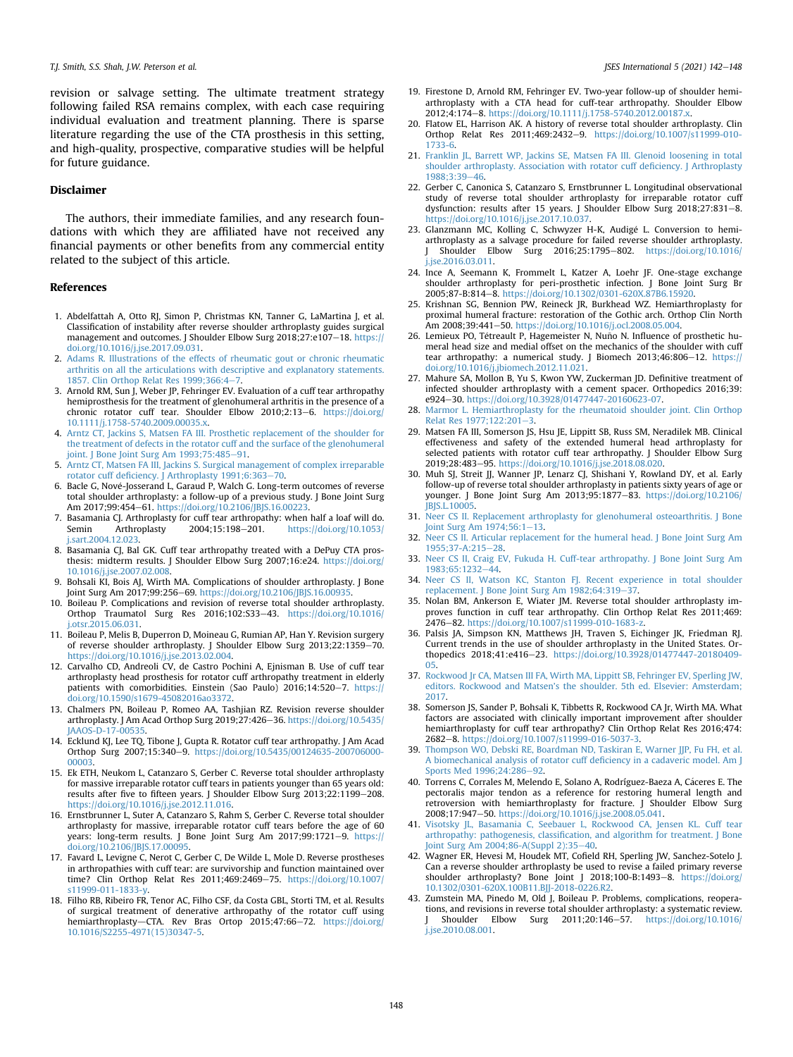revision or salvage setting. The ultimate treatment strategy following failed RSA remains complex, with each case requiring individual evaluation and treatment planning. There is sparse literature regarding the use of the CTA prosthesis in this setting, and high-quality, prospective, comparative studies will be helpful for future guidance.

## Disclaimer

The authors, their immediate families, and any research foundations with which they are affiliated have not received any financial payments or other benefits from any commercial entity related to the subject of this article.

## References

1. Abdelfattah A, Otto RJ, Simon P, Christmas KN, Tanner G, LaMartina J, et al. Classification of instability after reverse shoulder arthroplasty guides surgical management and outcomes. J Shoulder Elbow Surg 2018;27:e107–18. https://doi.org/10.1016/j.jse.2017.09.031.
2. Adams R. Illustrations of the effects of rheumatic gout or chronic rheumatic arthritis on all the articulations with descriptive and explanatory statements. 1857. Clin Orthop Relat Res 1999;366:4–7.
3. Arnold RM, Sun J, Weber JP, Fehringer EV. Evaluation of a cuff tear arthropathy hemiprosthesis for the treatment of glenohumeral arthritis in the presence of a chronic rotator cuff tear. Shoulder Elbow 2010;2:13–6. https://doi.org/10.1111/j.1758-5740.2009.00035.x.
4. Arntz CT, Jackins S, Matsen FA III. Prosthetic replacement of the shoulder for the treatment of defects in the rotator cuff and the surface of the glenohumeral joint. J Bone Joint Surg Am 1993;75:485–91.
5. Arntz CT, Matsen FA III, Jackins S. Surgical management of complex irreparable rotator cuff deficiency. J Arthroplasty 1991;6:363–70.
6. Bacle G, Nové-Josserand L, Garaud P, Walch G. Long-term outcomes of reverse total shoulder arthroplasty: a follow-up of a previous study. J Bone Joint Surg Am 2017;99:454–61. https://doi.org/10.2106/JBJS.16.00223.
7. Basamania CJ. Arthroplasty for cuff tear arthropathy: when half a loaf will do. Semin Arthroplasty 2004;15:198–201. https://doi.org/10.1053/j.sart.2004.12.023.
8. Basamania CJ, Bal GK. Cuff tear arthropathy treated with a DePuy CTA prosthesis: midterm results. J Shoulder Elbow Surg 2007;16:e24. https://doi.org/10.1016/j.jse.2007.02.008.
9. Bohsali KI, Bois AJ, Wirth MA. Complications of shoulder arthroplasty. J Bone Joint Surg Am 2017;99:256–69. https://doi.org/10.2106/JBJS.16.00935.
10. Boileau P. Complications and revision of reverse total shoulder arthroplasty. Orthop Traumatol Surg Res 2016;102:S33–43. https://doi.org/10.1016/j.otsr.2015.06.031.
11. Boileau P, Melis B, Duperron D, Moineau G, Rumian AP, Han Y. Revision surgery of reverse shoulder arthroplasty. J Shoulder Elbow Surg 2013;22:1359–70. https://doi.org/10.1016/j.jse.2013.02.004.
12. Carvalho CD, Andreoli CV, de Castro Pochini A, Ejnisman B. Use of cuff tear arthroplasty head prosthesis for rotator cuff arthropathy treatment in elderly patients with comorbidities. Einstein (Sao Paulo) 2016;14:520–7. https://doi.org/10.1590/s1679-45082016ao3372.
13. Chalmers PN, Boileau P, Romeo AA, Tashjian RZ. Revision reverse shoulder arthroplasty. J Am Acad Orthop Surg 2019;27:426–36. https://doi.org/10.5435/JAAOS-D-17-00535.
14. Ecklund KJ, Lee TQ, Tibone J, Gupta R. Rotator cuff tear arthropathy. J Am Acad Orthop Surg 2007;15:340–9. https://doi.org/10.5435/00124635-200706000-00003.
15. Ek ETH, Neukom L, Catanzaro S, Gerber C. Reverse total shoulder arthroplasty for massive irreparable rotator cuff tears in patients younger than 65 years old: results after five to fifteen years. J Shoulder Elbow Surg 2013;22:1199–208. https://doi.org/10.1016/j.jse.2012.11.016.
16. Ernstbrunner L, Suter A, Catanzaro S, Rahm S, Gerber C. Reverse total shoulder arthroplasty for massive, irreparable rotator cuff tears before the age of 60 years: long-term results. J Bone Joint Surg Am 2017;99:1721–9. https://doi.org/10.2106/JBJS.17.00095.
17. Favard L, Levigne C, Nerot C, Gerber C, De Wilde L, Mole D. Reverse prostheses in arthropathies with cuff tear: are survivorship and function maintained over time? Clin Orthop Relat Res 2011;469:2469–75. https://doi.org/10.1007/s11999-011-1833-y.
18. Filho RB, Ribeiro FR, Tenor AC, Filho CSF, da Costa GBL, Storti TM, et al. Results of surgical treatment of degenerative arthropathy of the rotator cuff using hemiarthroplasty—CTA. Rev Bras Ortop 2015;47:66–72. https://doi.org/10.1016/S2255-4971(15)30347-5.
19. Firestone D, Arnold RM, Fehringer EV. Two-year follow-up of shoulder hemiarthroplasty with a CTA head for cuff-tear arthropathy. Shoulder Elbow 2012;4:174–8. https://doi.org/10.1111/j.1758-5740.2012.00187.x.
20. Flatow EL, Harrison AK. A history of reverse total shoulder arthroplasty. Clin Orthop Relat Res 2011;469:2432–9. https://doi.org/10.1007/s11999-010-1733-6.
21. Franklin JL, Barrett WP, Jackins SE, Matsen FA III. Glenoid loosening in total shoulder arthroplasty. Association with rotator cuff deficiency. J Arthroplasty 1988;3:39–46.
22. Gerber C, Canonica S, Catanzaro S, Ernstbrunner L. Longitudinal observational study of reverse total shoulder arthroplasty for irreparable rotator cuff dysfunction: results after 15 years. J Shoulder Elbow Surg 2018;27:831–8. https://doi.org/10.1016/j.jse.2017.10.037.
23. Glanzmann MC, Kolling C, Schwyzer H-K, Audigé L. Conversion to hemiarthroplasty as a salvage procedure for failed reverse shoulder arthroplasty. J Shoulder Elbow Surg 2016;25:1795–802. https://doi.org/10.1016/j.jse.2016.03.011.
24. Ince A, Seemann K, Frommelt L, Katzer A, Loehr JF. One-stage exchange shoulder arthroplasty for peri-prosthetic infection. J Bone Joint Surg Br 2005;87-B:814–8. https://doi.org/10.1302/0301-620X.87B6.15920.
25. Krishnan SG, Bennion PW, Reineck JR, Burkhead WZ. Hemiarthroplasty for proximal humeral fracture: restoration of the Gothic arch. Orthop Clin North Am 2008;39:441–50. https://doi.org/10.1016/j.ocl.2008.05.004.
26. Lemieux PO, Tétreault P, Hagemeister N, Nuño N. Influence of prosthetic humeral head size and medial offset on the mechanics of the shoulder with cuff tear arthropathy: a numerical study. J Biomech 2013;46:806–12. https://doi.org/10.1016/j.jbiomech.2012.11.021.
27. Mahure SA, Mollon B, Yu S, Kwon YW, Zuckerman JD. Definitive treatment of infected shoulder arthroplasty with a cement spacer. Orthopedics 2016;39:e924–30. https://doi.org/10.3928/01477447-20160623-07.
28. Marmor L. Hemiarthroplasty for the rheumatoid shoulder joint. Clin Orthop Relat Res 1977;122:201–3.
29. Matsen FA III, Somerson JS, Hsu JE, Lippitt SB, Russ SM, Neradilek MB. Clinical effectiveness and safety of the extended humeral head arthroplasty for selected patients with rotator cuff tear arthropathy. J Shoulder Elbow Surg 2019;28:483–95. https://doi.org/10.1016/j.jse.2018.08.020.
30. Muh SJ, Streit JJ, Wanner JP, Lenarz CJ, Shishani Y, Rowland DY, et al. Early follow-up of reverse total shoulder arthroplasty in patients sixty years of age or younger. J Bone Joint Surg Am 2013;95:1877–83. https://doi.org/10.2106/JBJS.L.10005.
31. Neer CS II. Replacement arthroplasty for glenohumeral osteoarthritis. J Bone Joint Surg Am 1974;56:1–13.
32. Neer CS II. Articular replacement for the humeral head. J Bone Joint Surg Am 1955;37-A:215–28.
33. Neer CS II, Craig EV, Fukuda H. Cuff-tear arthropathy. J Bone Joint Surg Am 1983;65:1232–44.
34. Neer CS II, Watson KC, Stanton FJ. Recent experience in total shoulder replacement. J Bone Joint Surg Am 1982;64:319–37.
35. Nolan BM, Ankerson E, Wiater JM. Reverse total shoulder arthroplasty improves function in cuff tear arthropathy. Clin Orthop Relat Res 2011;469:2476–82. https://doi.org/10.1007/s11999-010-1683-z.
36. Palsis JA, Simpson KN, Matthews JH, Traven S, Eichinger JK, Friedman RJ. Current trends in the use of shoulder arthroplasty in the United States. Orthopedics 2018;41:e416–23. https://doi.org/10.3928/01477447-20180409-05.
37. Rockwood Jr CA, Matsen III FA, Wirth MA, Lippitt SB, Fehringer EV, Sperling JW, editors. Rockwood and Matsen's the shoulder. 5th ed. Elsevier: Amsterdam; 2017.
38. Somerson JS, Sander P, Bohsali K, Tibbetts R, Rockwood CA Jr, Wirth MA. What factors are associated with clinically important improvement after shoulder hemiarthroplasty for cuff tear arthropathy? Clin Orthop Relat Res 2016;474:2682–8. https://doi.org/10.1007/s11999-016-5037-3.
39. Thompson WO, Debski RE, Boardman ND, Taskiran E, Warner JJP, Fu FH, et al. A biomechanical analysis of rotator cuff deficiency in a cadaveric model. Am J Sports Med 1996;24:286–92.
40. Torrens C, Corrales M, Melendo E, Solano A, Rodríguez-Baeza A, Cáceres E. The pectoralis major tendon as a reference for restoring humeral length and retroversion with hemiarthroplasty for fracture. J Shoulder Elbow Surg 2008;17:947–50. https://doi.org/10.1016/j.jse.2008.05.041.
41. Visotsky JL, Basamania C, Seebauer L, Rockwood CA, Jensen KL. Cuff tear arthropathy: pathogenesis, classification, and algorithm for treatment. J Bone Joint Surg Am 2004;86-A(Suppl 2):35–40.
42. Wagner ER, Hevesi M, Houdek MT, Cofield RH, Sperling JW, Sanchez-Sotelo J. Can a reverse shoulder arthroplasty be used to revise a failed primary reverse shoulder arthroplasty? Bone Joint J 2018;100-B:1493–8. https://doi.org/10.1302/0301-620X.100B11.BJJ-2018-0226.R2.
43. Zumstein MA, Pinedo M, Old J, Boileau P. Problems, complications, reoperations, and revisions in reverse total shoulder arthroplasty: a systematic review. J Shoulder Elbow Surg 2011;20:146–57. https://doi.org/10.1016/j.jse.2010.08.001.